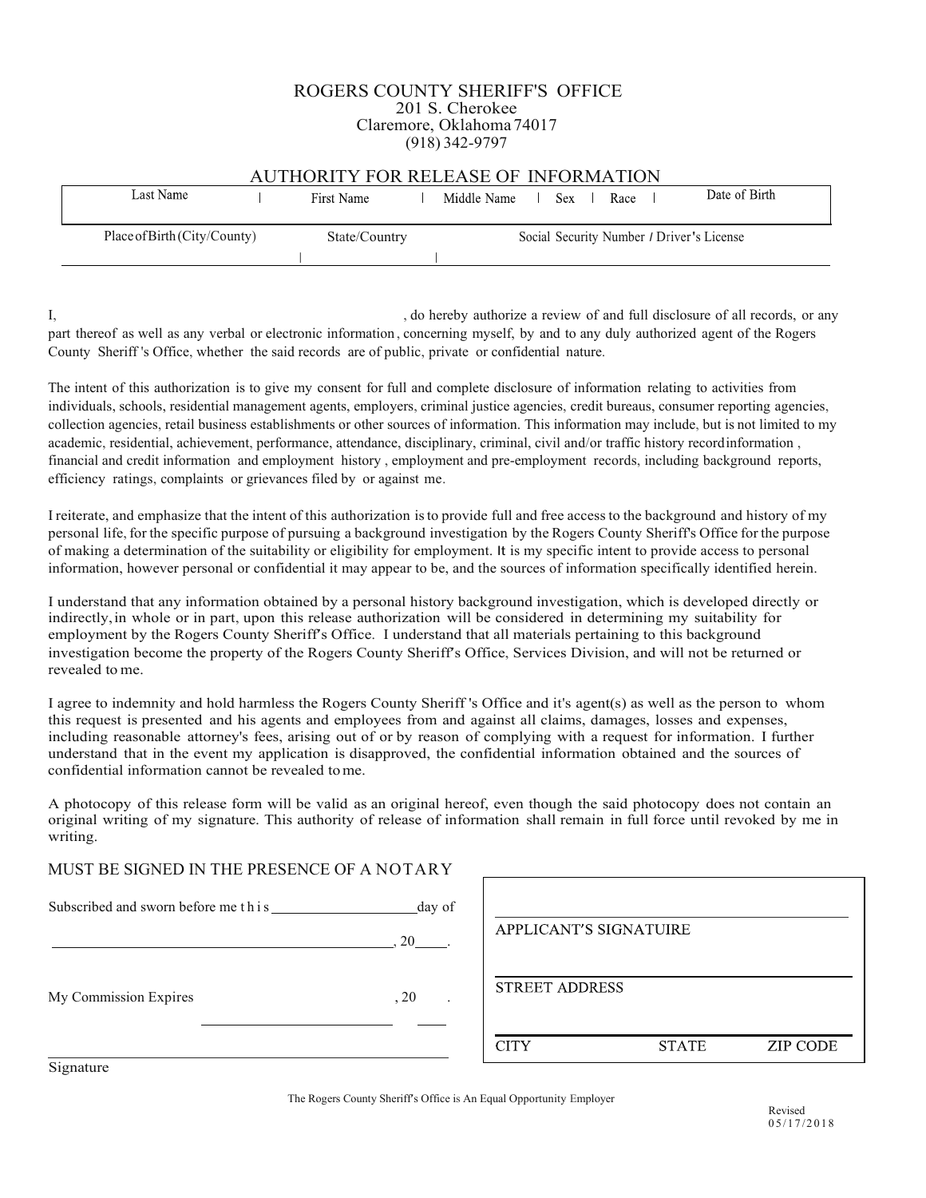# ROGERS COUNTY SHERIFF'S OFFICE

201 S. Cherokee
Claremore, Oklahoma 74017
(918) 342-9797

## AUTHORITY FOR RELEASE OF INFORMATION

| Last Name | First Name | Middle Name | Sex | Race | Date of Birth |
|---|---|---|---|---|---|
| | | | | | |

| Place of Birth (City/County) | State/Country | Social Security Number / Driver's License |
|---|---|---|
| | | |

I, ______________________________, do hereby authorize a review of and full disclosure of all records, or any part thereof as well as any verbal or electronic information, concerning myself, by and to any duly authorized agent of the Rogers County Sheriff 's Office, whether the said records are of public, private or confidential nature.

The intent of this authorization is to give my consent for full and complete disclosure of information relating to activities from individuals, schools, residential management agents, employers, criminal justice agencies, credit bureaus, consumer reporting agencies, collection agencies, retail business establishments or other sources of information. This information may include, but is not limited to my academic, residential, achievement, performance, attendance, disciplinary, criminal, civil and/or traffic history record information , financial and credit information and employment history , employment and pre-employment records, including background reports, efficiency ratings, complaints or grievances filed by or against me.

I reiterate, and emphasize that the intent of this authorization is to provide full and free access to the background and history of my personal life, for the specific purpose of pursuing a background investigation by the Rogers County Sheriff's Office for the purpose of making a determination of the suitability or eligibility for employment. It is my specific intent to provide access to personal information, however personal or confidential it may appear to be, and the sources of information specifically identified herein.

I understand that any information obtained by a personal history background investigation, which is developed directly or indirectly, in whole or in part, upon this release authorization will be considered in determining my suitability for employment by the Rogers County Sheriff's Office. I understand that all materials pertaining to this background investigation become the property of the Rogers County Sheriff's Office, Services Division, and will not be returned or revealed to me.

I agree to indemnity and hold harmless the Rogers County Sheriff 's Office and it's agent(s) as well as the person to whom this request is presented and his agents and employees from and against all claims, damages, losses and expenses, including reasonable attorney's fees, arising out of or by reason of complying with a request for information. I further understand that in the event my application is disapproved, the confidential information obtained and the sources of confidential information cannot be revealed to me.

A photocopy of this release form will be valid as an original hereof, even though the said photocopy does not contain an original writing of my signature. This authority of release of information shall remain in full force until revoked by me in writing.

MUST BE SIGNED IN THE PRESENCE OF A NOTARY

Subscribed and sworn before me this ____________ day of

______________________________, 20____.

My Commission Expires ____________________, 20____.

______________________________
Signature

______________________________
APPLICANT'S SIGNATUIRE

______________________________
STREET ADDRESS

______________________________
CITY STATE ZIP CODE

The Rogers County Sheriff's Office is An Equal Opportunity Employer

Revised 05/17/2018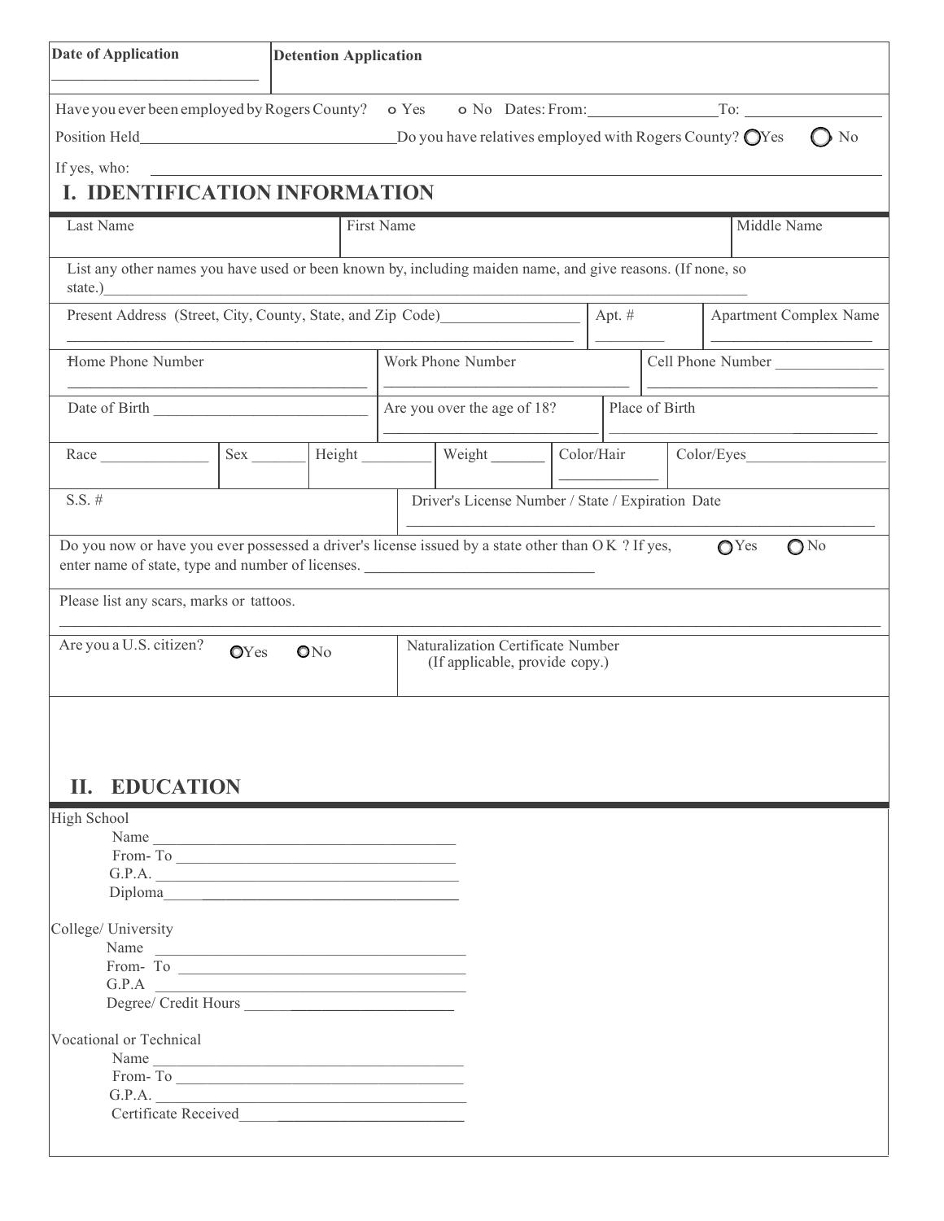| Date of Application | Detention Application |
|---|---|
| ______________________ | |

Have you ever been employed by Rogers County? o Yes o No Dates: From: ______________ To: ______________

Position Held ______________________________ Do you have relatives employed with Rogers County? ◯ Yes ◯ No

If yes, who: ____________________________________________________________

## I. IDENTIFICATION INFORMATION

| Last Name | First Name | Middle Name |
|---|---|---|
| | | |

List any other names you have used or been known by, including maiden name, and give reasons. (If none, so state.) ____________________________________________________________

| Present Address (Street, City, County, State, and Zip Code) ______________ | Apt. # ________ | Apartment Complex Name ______________ |
|---|---|---|
| Home Phone Number ______________ | Work Phone Number ______________ | Cell Phone Number ______________ |
| Date of Birth ______________ | Are you over the age of 18? ______________ | Place of Birth ______________ |

| Race ________ | Sex ______ | Height ______ | Weight ______ | Color/Hair ________ | Color/Eyes ________ |
|---|---|---|---|---|---|

| S.S. # | Driver's License Number / State / Expiration Date |
|---|---|
| | ______________________________ |

Do you now or have you ever possessed a driver's license issued by a state other than OK ? If yes, enter name of state, type and number of licenses. ______________________ ◯ Yes ◯ No

Please list any scars, marks or tattoos.

____________________________________________________________

| Are you a U.S. citizen? ◯ Yes ◯ No | Naturalization Certificate Number (If applicable, provide copy.) |
|---|---|

## II. EDUCATION

High School
- Name ______________________________
- From- To ______________________________
- G.P.A. ______________________________
- Diploma ______________________________

College/ University
- Name ______________________________
- From- To ______________________________
- G.P.A ______________________________
- Degree/ Credit Hours ______________________________

Vocational or Technical
- Name ______________________________
- From- To ______________________________
- G.P.A. ______________________________
- Certificate Received ______________________________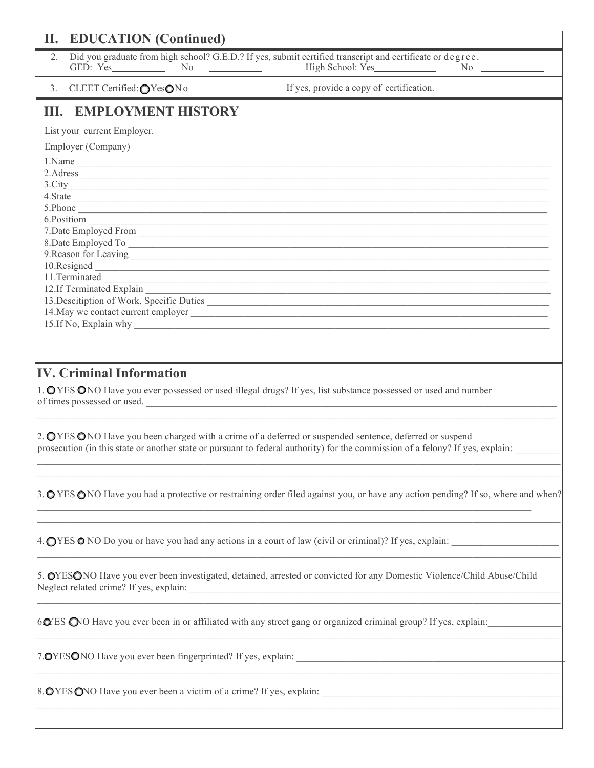## II. EDUCATION (Continued)

2. Did you graduate from high school? G.E.D.? If yes, submit certified transcript and certificate or degree.
   GED: Yes__________ No __________ | High School: Yes__________ No __________

3. CLEET Certified: ◯ Yes ◯ No — If yes, provide a copy of certification.

## III. EMPLOYMENT HISTORY

List your current Employer.

Employer (Company)

1. Name ______________________________
2. Adress ______________________________
3. City ______________________________
4. State ______________________________
5. Phone ______________________________
6. Positiom ______________________________
7. Date Employed From ______________________________
8. Date Employed To ______________________________
9. Reason for Leaving ______________________________
10. Resigned ______________________________
11. Terminated ______________________________
12. If Terminated Explain ______________________________
13. Descitiption of Work, Specific Duties ______________________________
14. May we contact current employer ______________________________
15. If No, Explain why ______________________________

## IV. Criminal Information

1. ◯ YES ◯ NO Have you ever possessed or used illegal drugs? If yes, list substance possessed or used and number of times possessed or used. ______________________________

2. ◯ YES ◯ NO Have you been charged with a crime of a deferred or suspended sentence, deferred or suspend prosecution (in this state or another state or pursuant to federal authority) for the commission of a felony? If yes, explain: ______________________________

3. ◯ YES ◯ NO Have you had a protective or restraining order filed against you, or have any action pending? If so, where and when? ______________________________

4. ◯ YES ◯ NO Do you or have you had any actions in a court of law (civil or criminal)? If yes, explain: ______________________________

5. ◯ YES ◯ NO Have you ever been investigated, detained, arrested or convicted for any Domestic Violence/Child Abuse/Child Neglect related crime? If yes, explain: ______________________________

6. ◯ YES ◯ NO Have you ever been in or affiliated with any street gang or organized criminal group? If yes, explain: ______________________________

7. ◯ YES ◯ NO Have you ever been fingerprinted? If yes, explain: ______________________________

8. ◯ YES ◯ NO Have you ever been a victim of a crime? If yes, explain: ______________________________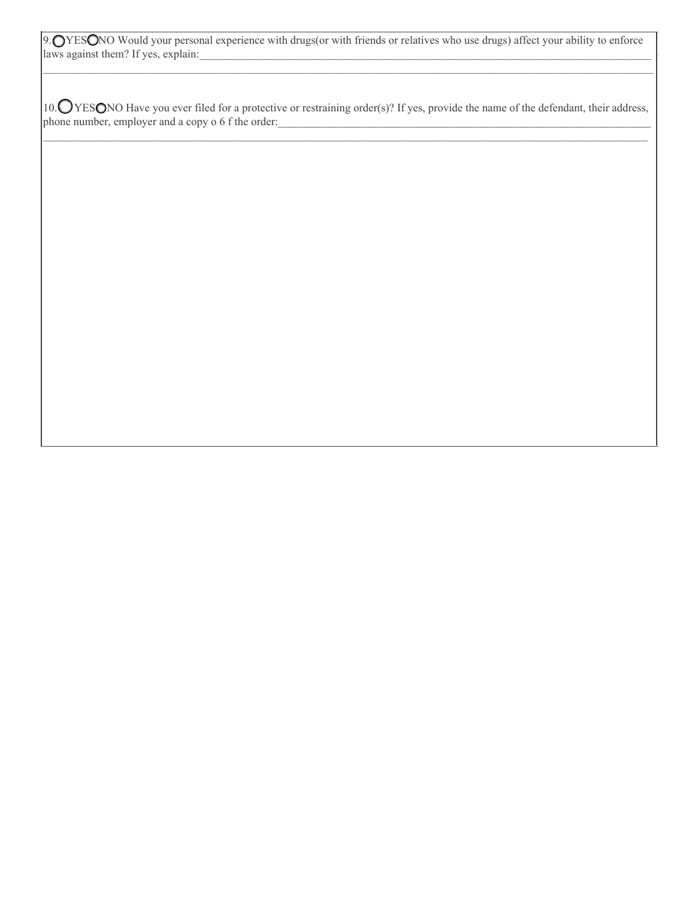9. ◯ YES ◯ NO Would your personal experience with drugs(or with friends or relatives who use drugs) affect your ability to enforce laws against them? If yes, explain:______________________________________________________________________________

______________________________________________________________________________________________________

10. ◯ YES ◯ NO Have you ever filed for a protective or restraining order(s)? If yes, provide the name of the defendant, their address, phone number, employer and a copy o 6 f the order:_______________________________________________________________

______________________________________________________________________________________________________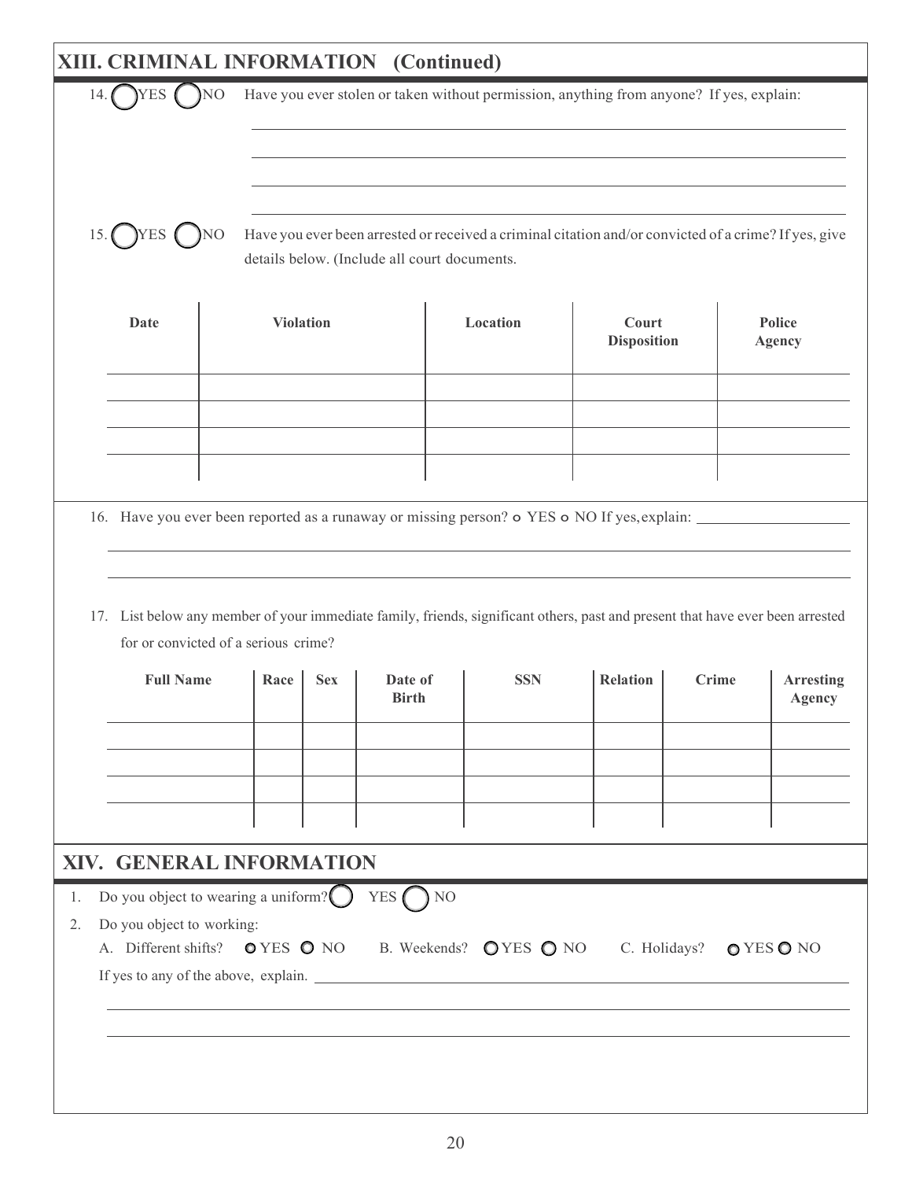## XIII. CRIMINAL INFORMATION (Continued)

14. ◯ YES ◯ NO Have you ever stolen or taken without permission, anything from anyone? If yes, explain:

\_\_\_\_\_\_\_\_\_\_\_\_\_\_\_\_\_\_\_\_\_\_\_\_\_\_\_\_\_\_\_\_\_\_\_\_\_\_\_\_\_\_\_\_\_\_\_\_\_\_\_\_

\_\_\_\_\_\_\_\_\_\_\_\_\_\_\_\_\_\_\_\_\_\_\_\_\_\_\_\_\_\_\_\_\_\_\_\_\_\_\_\_\_\_\_\_\_\_\_\_\_\_\_\_

\_\_\_\_\_\_\_\_\_\_\_\_\_\_\_\_\_\_\_\_\_\_\_\_\_\_\_\_\_\_\_\_\_\_\_\_\_\_\_\_\_\_\_\_\_\_\_\_\_\_\_\_

\_\_\_\_\_\_\_\_\_\_\_\_\_\_\_\_\_\_\_\_\_\_\_\_\_\_\_\_\_\_\_\_\_\_\_\_\_\_\_\_\_\_\_\_\_\_\_\_\_\_\_\_

15. ◯ YES ◯ NO Have you ever been arrested or received a criminal citation and/or convicted of a crime? If yes, give details below. (Include all court documents.

| Date | Violation | Location | Court Disposition | Police Agency |
|---|---|---|---|---|
| | | | | |
| | | | | |
| | | | | |
| | | | | |

16. Have you ever been reported as a runaway or missing person? ◯ YES ◯ NO If yes, explain: \_\_\_\_\_\_\_\_\_\_\_\_\_\_\_\_\_\_\_\_

\_\_\_\_\_\_\_\_\_\_\_\_\_\_\_\_\_\_\_\_\_\_\_\_\_\_\_\_\_\_\_\_\_\_\_\_\_\_\_\_\_\_\_\_\_\_\_\_\_\_\_\_

\_\_\_\_\_\_\_\_\_\_\_\_\_\_\_\_\_\_\_\_\_\_\_\_\_\_\_\_\_\_\_\_\_\_\_\_\_\_\_\_\_\_\_\_\_\_\_\_\_\_\_\_

17. List below any member of your immediate family, friends, significant others, past and present that have ever been arrested for or convicted of a serious crime?

| Full Name | Race | Sex | Date of Birth | SSN | Relation | Crime | Arresting Agency |
|---|---|---|---|---|---|---|---|
| | | | | | | | |
| | | | | | | | |
| | | | | | | | |
| | | | | | | | |

## XIV. GENERAL INFORMATION

1. Do you object to wearing a uniform? ◯ YES ◯ NO
2. Do you object to working:

   A. Different shifts? ◯ YES ◯ NO B. Weekends? ◯ YES ◯ NO C. Holidays? ◯ YES ◯ NO

   If yes to any of the above, explain. \_\_\_\_\_\_\_\_\_\_\_\_\_\_\_\_\_\_\_\_\_\_\_\_\_\_\_\_\_\_\_\_\_\_\_\_\_\_\_\_

   \_\_\_\_\_\_\_\_\_\_\_\_\_\_\_\_\_\_\_\_\_\_\_\_\_\_\_\_\_\_\_\_\_\_\_\_\_\_\_\_\_\_\_\_\_\_\_\_\_\_\_\_

   \_\_\_\_\_\_\_\_\_\_\_\_\_\_\_\_\_\_\_\_\_\_\_\_\_\_\_\_\_\_\_\_\_\_\_\_\_\_\_\_\_\_\_\_\_\_\_\_\_\_\_\_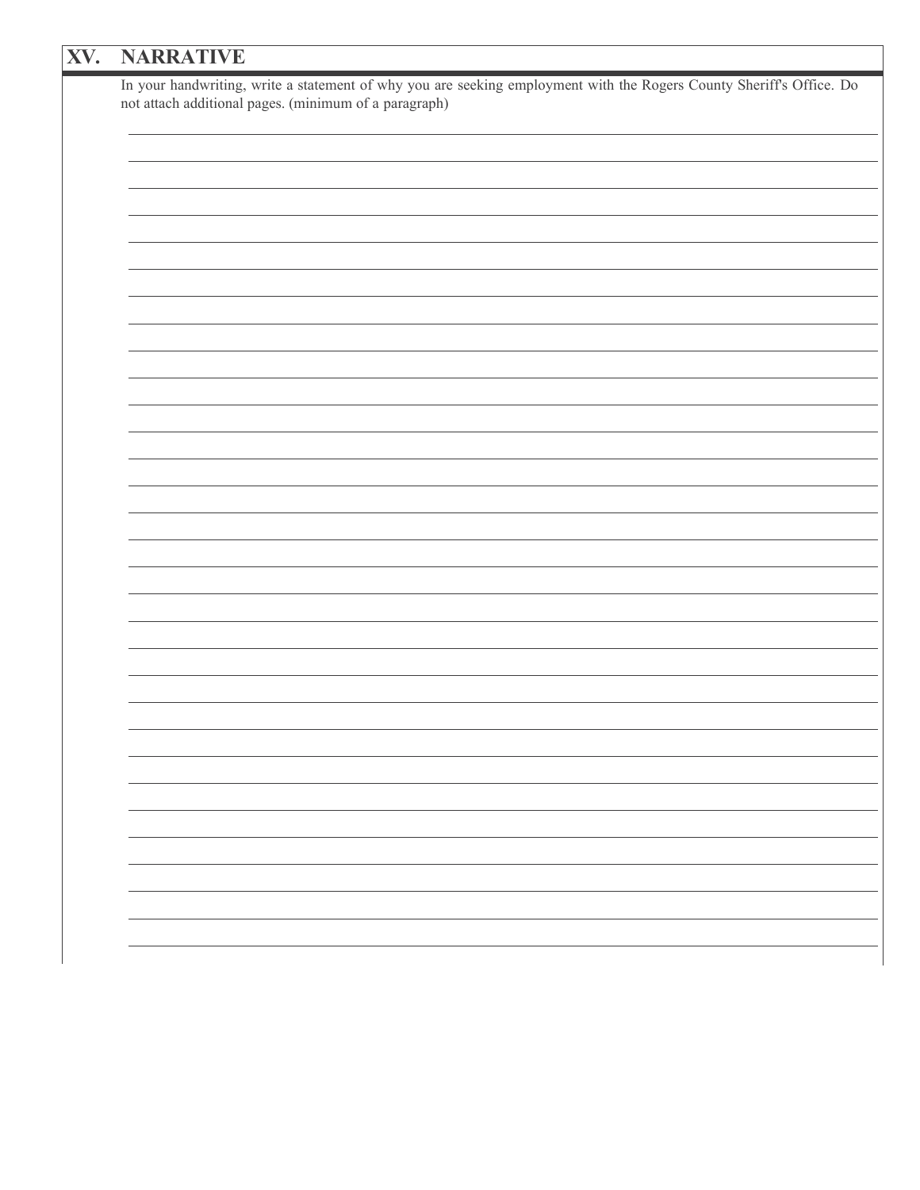## XV. NARRATIVE

In your handwriting, write a statement of why you are seeking employment with the Rogers County Sheriff's Office. Do not attach additional pages. (minimum of a paragraph)